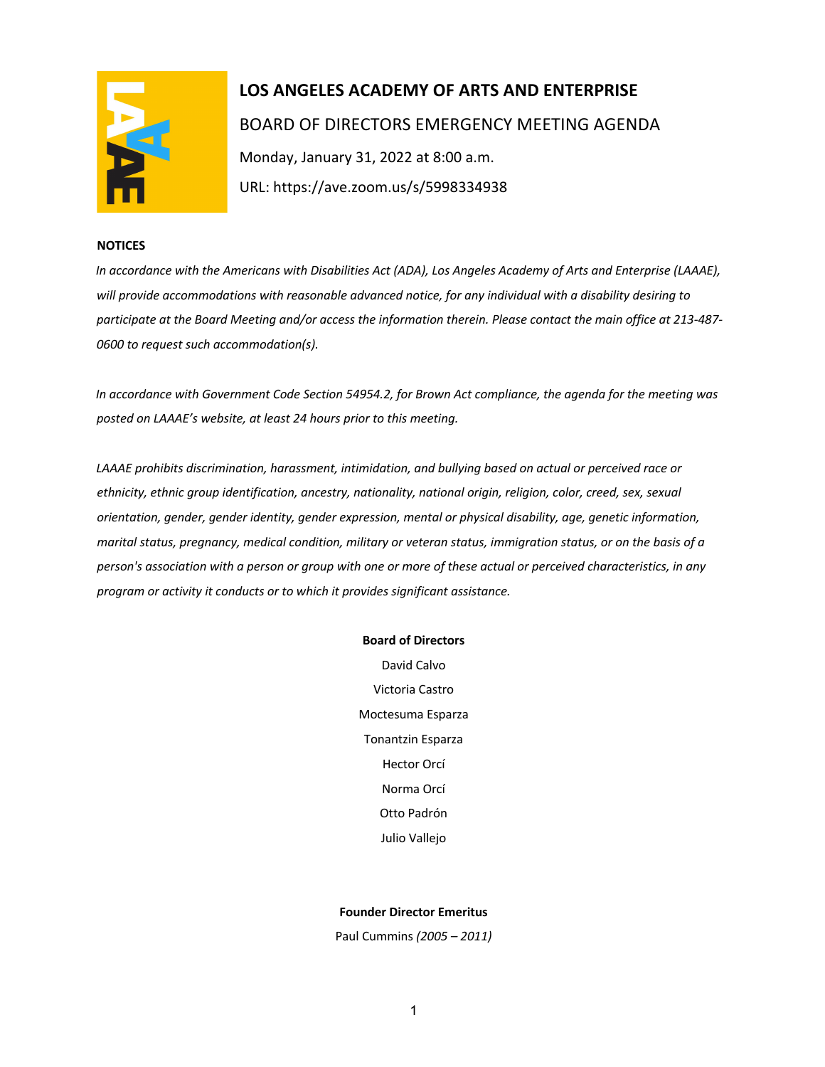# LOS ANGELES ACADEMY OF ARTS AND ENTERPRISE

## BOARD OF DIRECTORS EMERGENCY MEETING AGENDA

Monday, January 31, 2022 at 8:00 a.m.

URL: https://ave.zoom.us/s/5998334938

**NOTICES**

*In accordance with the Americans with Disabilities Act (ADA), Los Angeles Academy of Arts and Enterprise (LAAAE), will provide accommodations with reasonable advanced notice, for any individual with a disability desiring to participate at the Board Meeting and/or access the information therein. Please contact the main office at 213-487-0600 to request such accommodation(s).*

*In accordance with Government Code Section 54954.2, for Brown Act compliance, the agenda for the meeting was posted on LAAAE's website, at least 24 hours prior to this meeting.*

*LAAAE prohibits discrimination, harassment, intimidation, and bullying based on actual or perceived race or ethnicity, ethnic group identification, ancestry, nationality, national origin, religion, color, creed, sex, sexual orientation, gender, gender identity, gender expression, mental or physical disability, age, genetic information, marital status, pregnancy, medical condition, military or veteran status, immigration status, or on the basis of a person's association with a person or group with one or more of these actual or perceived characteristics, in any program or activity it conducts or to which it provides significant assistance.*

**Board of Directors**

David Calvo

Victoria Castro

Moctesuma Esparza

Tonantzin Esparza

Hector Orcí

Norma Orcí

Otto Padrón

Julio Vallejo

**Founder Director Emeritus**

Paul Cummins *(2005 – 2011)*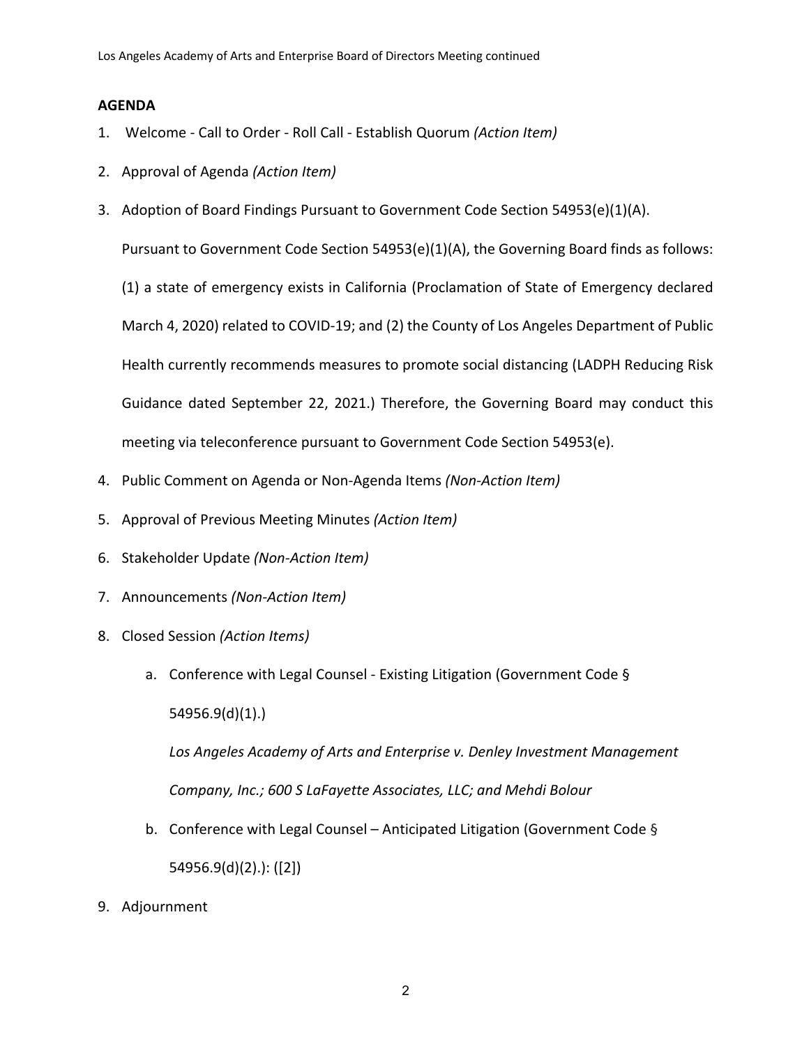## AGENDA

1. Welcome - Call to Order - Roll Call - Establish Quorum *(Action Item)*
2. Approval of Agenda *(Action Item)*
3. Adoption of Board Findings Pursuant to Government Code Section 54953(e)(1)(A).

   Pursuant to Government Code Section 54953(e)(1)(A), the Governing Board finds as follows: (1) a state of emergency exists in California (Proclamation of State of Emergency declared March 4, 2020) related to COVID-19; and (2) the County of Los Angeles Department of Public Health currently recommends measures to promote social distancing (LADPH Reducing Risk Guidance dated September 22, 2021.) Therefore, the Governing Board may conduct this meeting via teleconference pursuant to Government Code Section 54953(e).
4. Public Comment on Agenda or Non-Agenda Items *(Non-Action Item)*
5. Approval of Previous Meeting Minutes *(Action Item)*
6. Stakeholder Update *(Non-Action Item)*
7. Announcements *(Non-Action Item)*
8. Closed Session *(Action Items)*
   a. Conference with Legal Counsel - Existing Litigation (Government Code § 54956.9(d)(1).)

      *Los Angeles Academy of Arts and Enterprise v. Denley Investment Management Company, Inc.; 600 S LaFayette Associates, LLC; and Mehdi Bolour*

   b. Conference with Legal Counsel – Anticipated Litigation (Government Code § 54956.9(d)(2).): ([2])
9. Adjournment